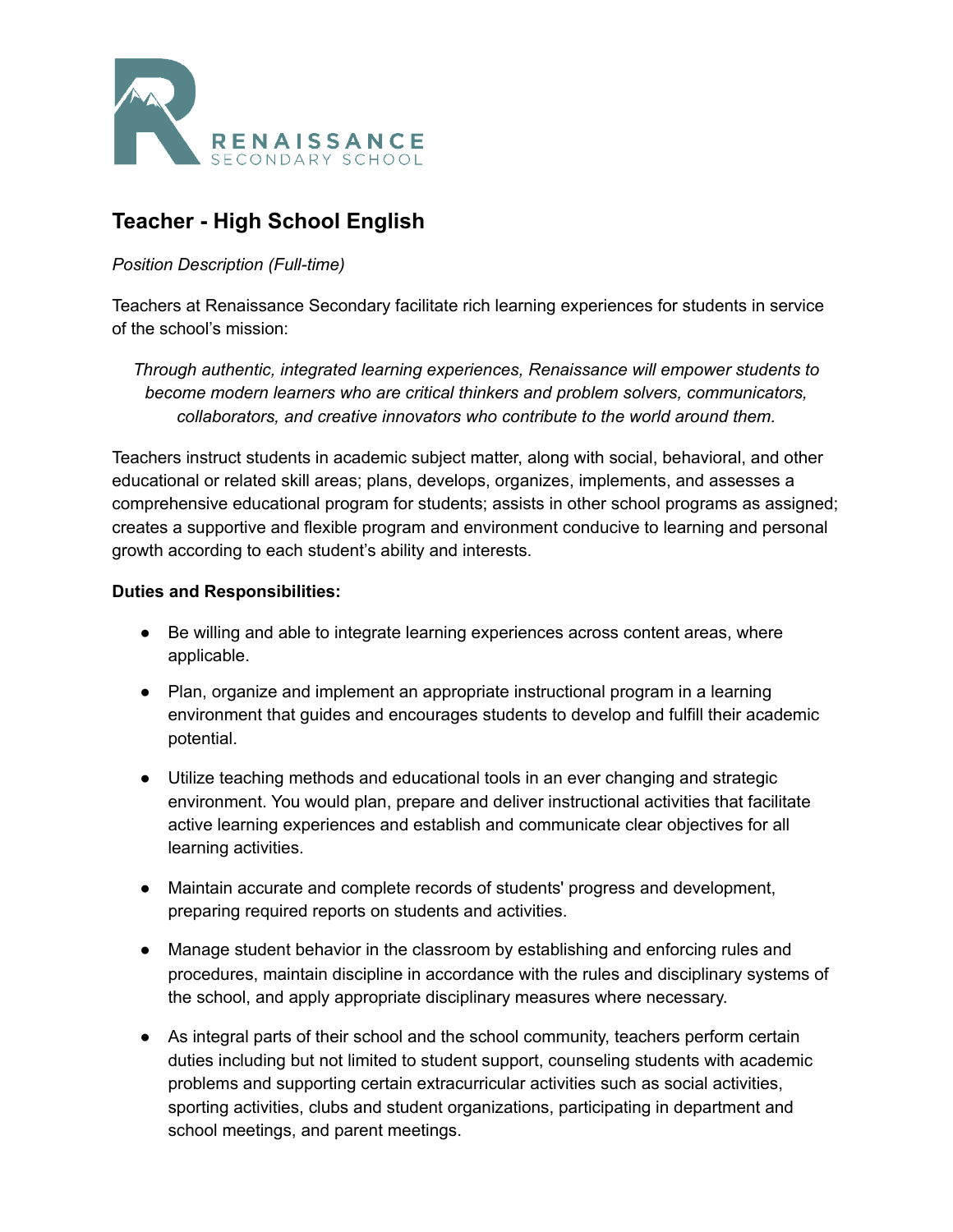RENAISSANCE
SECONDARY SCHOOL

# Teacher - High School English

*Position Description (Full-time)*

Teachers at Renaissance Secondary facilitate rich learning experiences for students in service of the school's mission:

> *Through authentic, integrated learning experiences, Renaissance will empower students to become modern learners who are critical thinkers and problem solvers, communicators, collaborators, and creative innovators who contribute to the world around them.*

Teachers instruct students in academic subject matter, along with social, behavioral, and other educational or related skill areas; plans, develops, organizes, implements, and assesses a comprehensive educational program for students; assists in other school programs as assigned; creates a supportive and flexible program and environment conducive to learning and personal growth according to each student's ability and interests.

**Duties and Responsibilities:**

- Be willing and able to integrate learning experiences across content areas, where applicable.
- Plan, organize and implement an appropriate instructional program in a learning environment that guides and encourages students to develop and fulfill their academic potential.
- Utilize teaching methods and educational tools in an ever changing and strategic environment. You would plan, prepare and deliver instructional activities that facilitate active learning experiences and establish and communicate clear objectives for all learning activities.
- Maintain accurate and complete records of students' progress and development, preparing required reports on students and activities.
- Manage student behavior in the classroom by establishing and enforcing rules and procedures, maintain discipline in accordance with the rules and disciplinary systems of the school, and apply appropriate disciplinary measures where necessary.
- As integral parts of their school and the school community, teachers perform certain duties including but not limited to student support, counseling students with academic problems and supporting certain extracurricular activities such as social activities, sporting activities, clubs and student organizations, participating in department and school meetings, and parent meetings.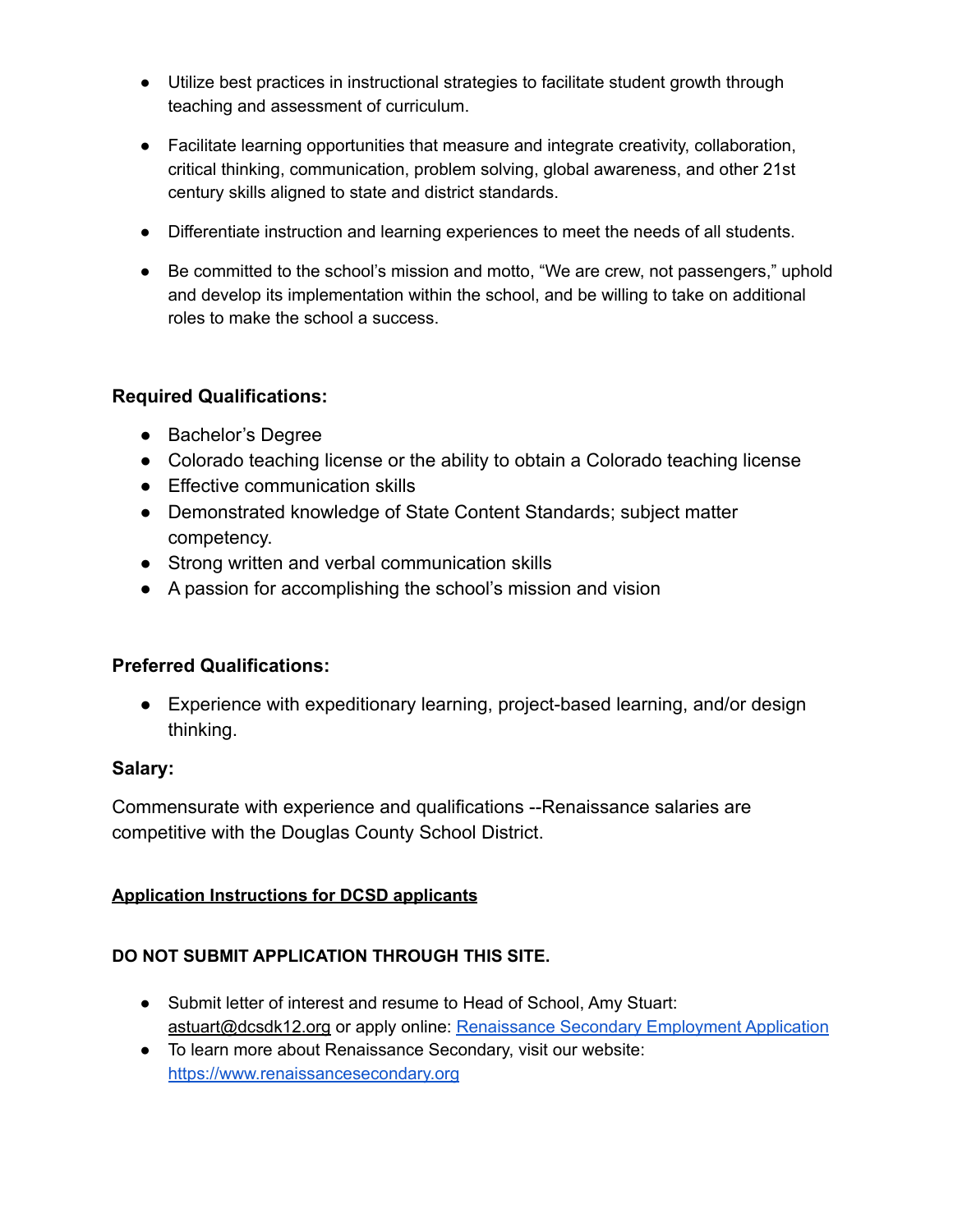- Utilize best practices in instructional strategies to facilitate student growth through teaching and assessment of curriculum.
- Facilitate learning opportunities that measure and integrate creativity, collaboration, critical thinking, communication, problem solving, global awareness, and other 21st century skills aligned to state and district standards.
- Differentiate instruction and learning experiences to meet the needs of all students.
- Be committed to the school's mission and motto, "We are crew, not passengers," uphold and develop its implementation within the school, and be willing to take on additional roles to make the school a success.

**Required Qualifications:**

- Bachelor's Degree
- Colorado teaching license or the ability to obtain a Colorado teaching license
- Effective communication skills
- Demonstrated knowledge of State Content Standards; subject matter competency.
- Strong written and verbal communication skills
- A passion for accomplishing the school's mission and vision

**Preferred Qualifications:**

- Experience with expeditionary learning, project-based learning, and/or design thinking.

**Salary:**

Commensurate with experience and qualifications --Renaissance salaries are competitive with the Douglas County School District.

**Application Instructions for DCSD applicants**

**DO NOT SUBMIT APPLICATION THROUGH THIS SITE.**

- Submit letter of interest and resume to Head of School, Amy Stuart: astuart@dcsdk12.org or apply online: Renaissance Secondary Employment Application
- To learn more about Renaissance Secondary, visit our website: https://www.renaissancesecondary.org